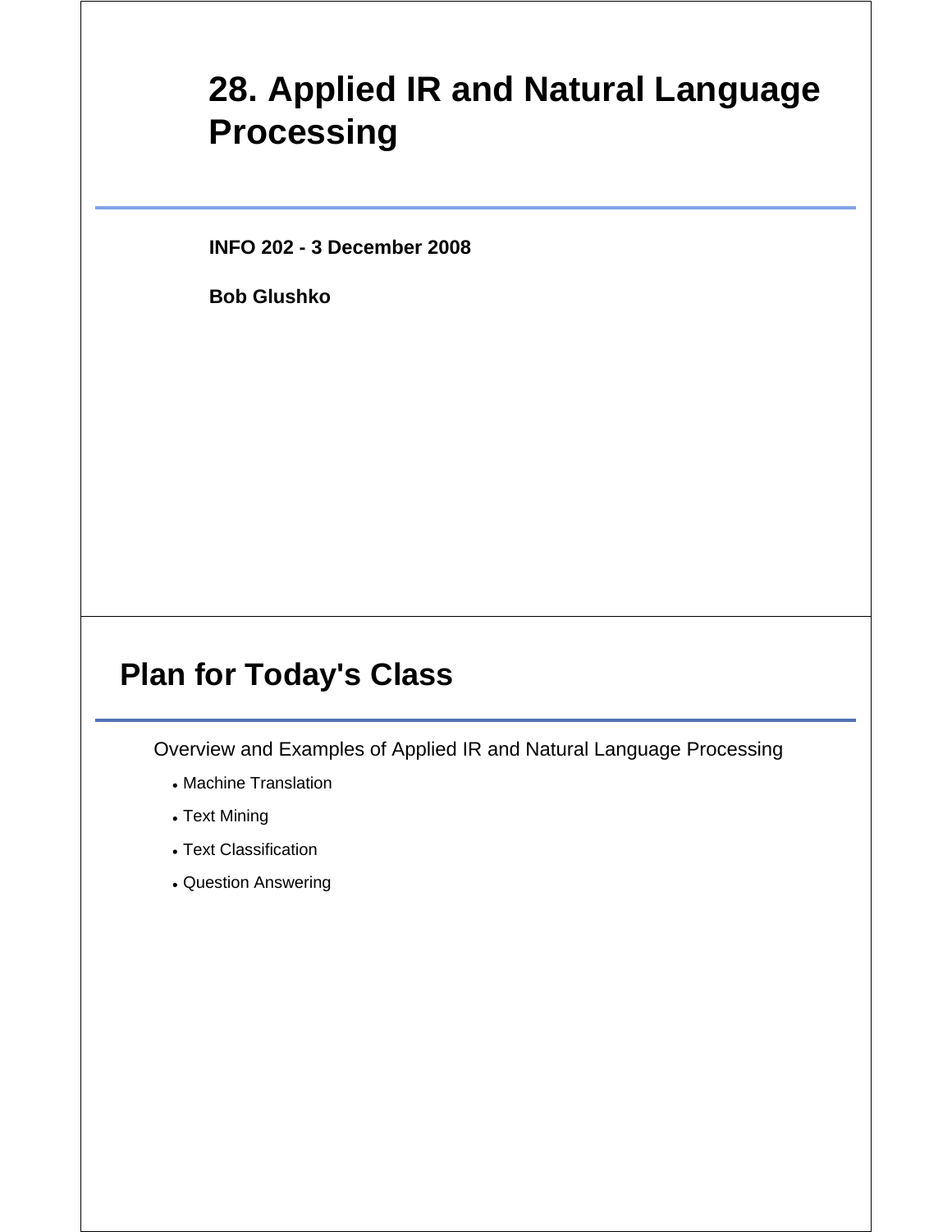# 28. Applied IR and Natural Language Processing

**INFO 202 - 3 December 2008**

**Bob Glushko**

## Plan for Today's Class

Overview and Examples of Applied IR and Natural Language Processing

- Machine Translation
- Text Mining
- Text Classification
- Question Answering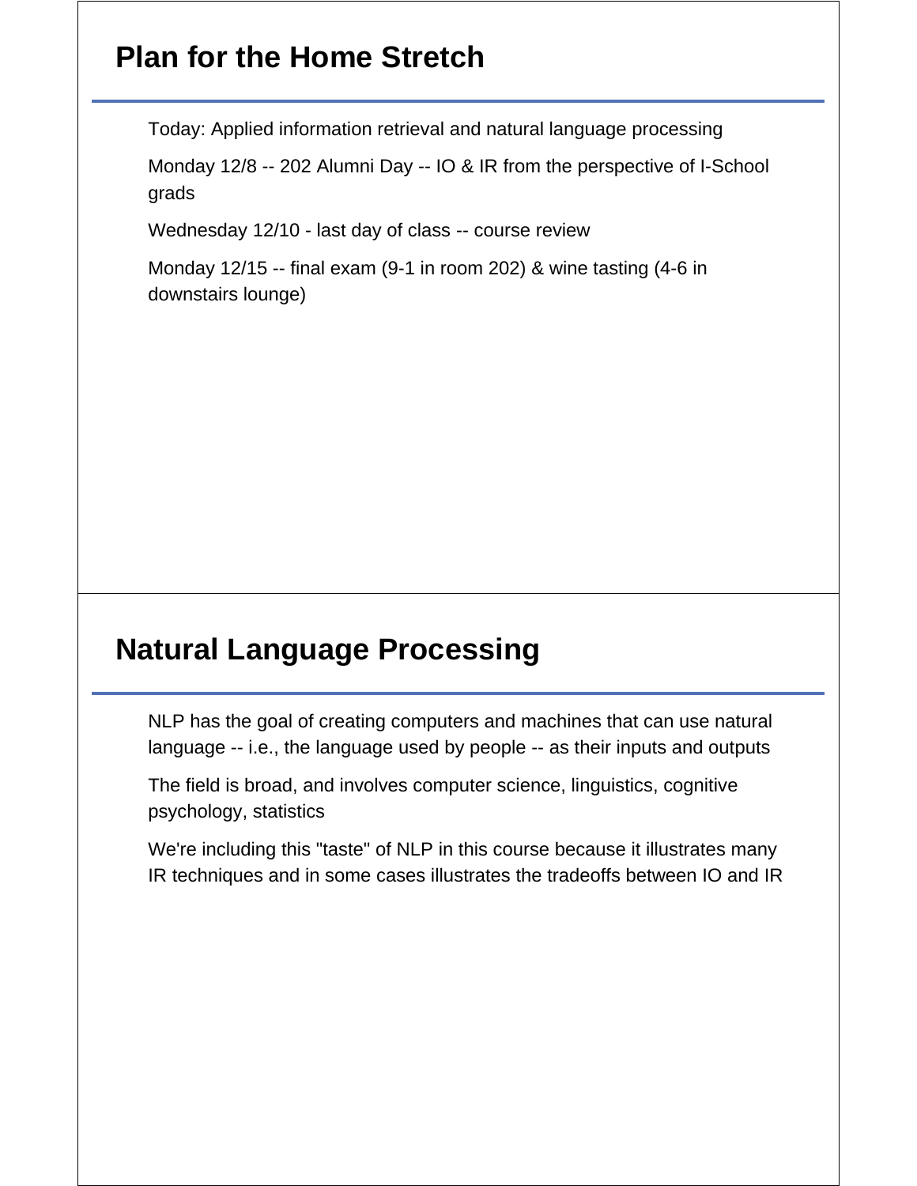## Plan for the Home Stretch

Today: Applied information retrieval and natural language processing

Monday 12/8 -- 202 Alumni Day -- IO & IR from the perspective of I-School grads

Wednesday 12/10 - last day of class -- course review

Monday 12/15 -- final exam (9-1 in room 202) & wine tasting (4-6 in downstairs lounge)

## Natural Language Processing

NLP has the goal of creating computers and machines that can use natural language -- i.e., the language used by people -- as their inputs and outputs

The field is broad, and involves computer science, linguistics, cognitive psychology, statistics

We're including this "taste" of NLP in this course because it illustrates many IR techniques and in some cases illustrates the tradeoffs between IO and IR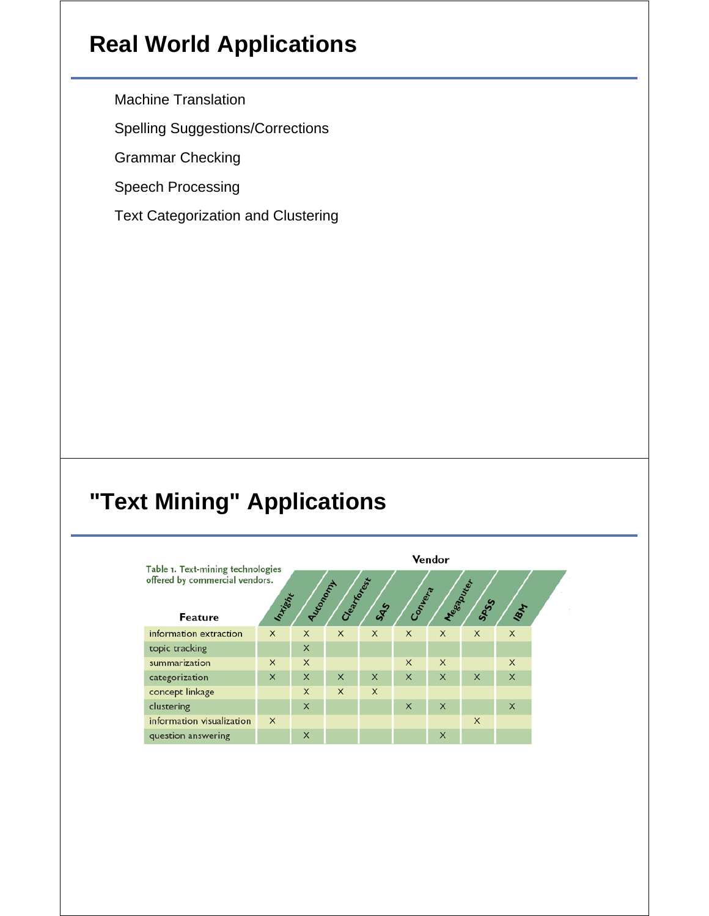# Real World Applications

- Machine Translation
- Spelling Suggestions/Corrections
- Grammar Checking
- Speech Processing
- Text Categorization and Clustering

# "Text Mining" Applications

Table 1. Text-mining technologies offered by commercial vendors.

| | Vendor | | | | | | | |
|---|---|---|---|---|---|---|---|---|
| **Feature** | Inxight | Autonomy | Clearforest | SAS | Convera | Megaputer | SPSS | IBM |
| information extraction | X | X | X | X | X | X | X | X |
| topic tracking | | X | | | | | | |
| summarization | X | X | | | X | X | | X |
| categorization | X | X | X | X | X | X | X | X |
| concept linkage | | X | X | X | | | | |
| clustering | | X | | | X | X | | X |
| information visualization | X | | | | | | X | |
| question answering | | X | | | | X | | |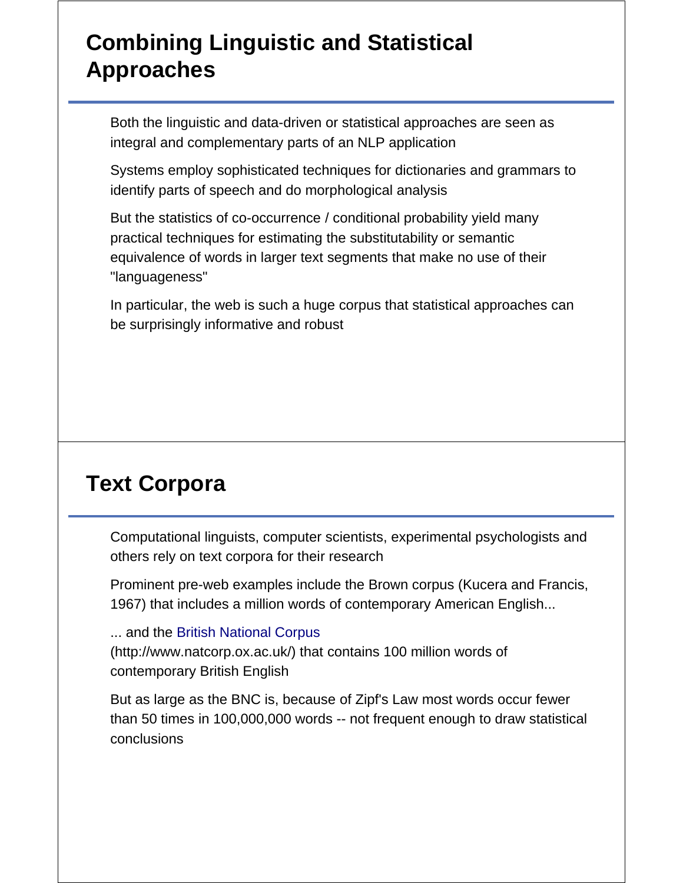## Combining Linguistic and Statistical Approaches

Both the linguistic and data-driven or statistical approaches are seen as integral and complementary parts of an NLP application

Systems employ sophisticated techniques for dictionaries and grammars to identify parts of speech and do morphological analysis

But the statistics of co-occurrence / conditional probability yield many practical techniques for estimating the substitutability or semantic equivalence of words in larger text segments that make no use of their "languageness"

In particular, the web is such a huge corpus that statistical approaches can be surprisingly informative and robust

## Text Corpora

Computational linguists, computer scientists, experimental psychologists and others rely on text corpora for their research

Prominent pre-web examples include the Brown corpus (Kucera and Francis, 1967) that includes a million words of contemporary American English...

... and the British National Corpus (http://www.natcorp.ox.ac.uk/) that contains 100 million words of contemporary British English

But as large as the BNC is, because of Zipf's Law most words occur fewer than 50 times in 100,000,000 words -- not frequent enough to draw statistical conclusions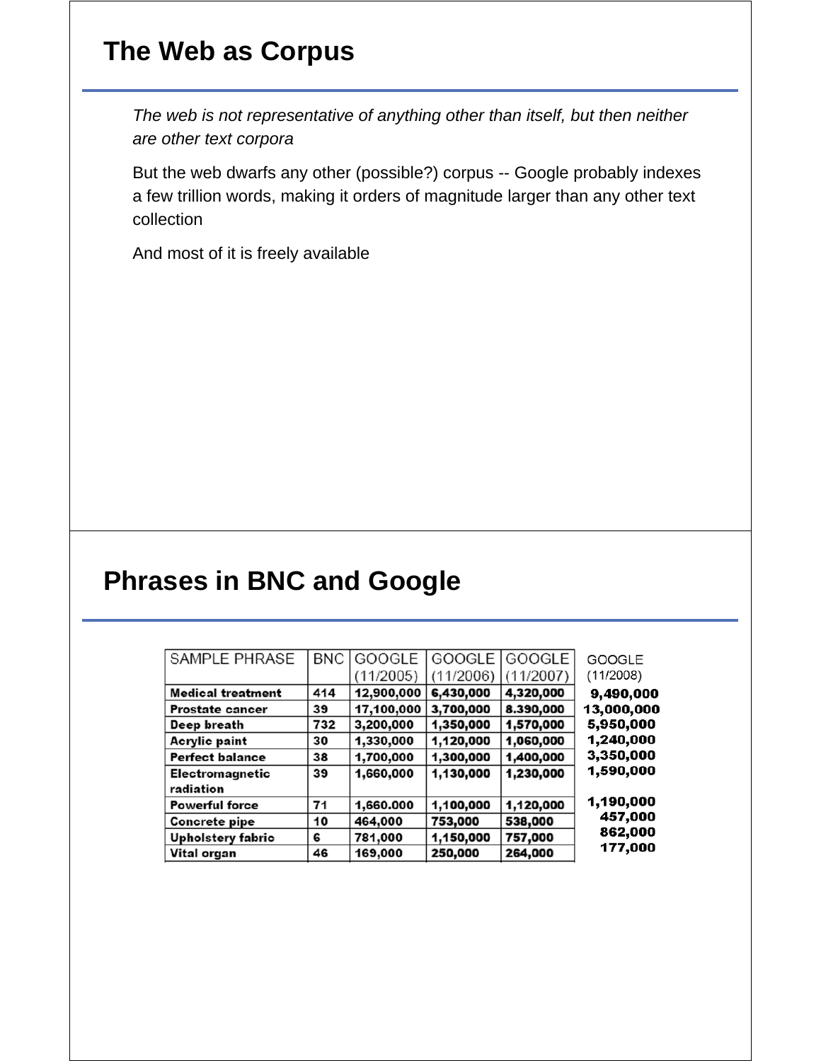# The Web as Corpus

*The web is not representative of anything other than itself, but then neither are other text corpora*

But the web dwarfs any other (possible?) corpus -- Google probably indexes a few trillion words, making it orders of magnitude larger than any other text collection

And most of it is freely available

# Phrases in BNC and Google

| SAMPLE PHRASE | BNC | GOOGLE (11/2005) | GOOGLE (11/2006) | GOOGLE (11/2007) | GOOGLE (11/2008) |
|---|---|---|---|---|---|
| Medical treatment | 414 | 12,900,000 | 6,430,000 | 4,320,000 | 9,490,000 |
| Prostate cancer | 39 | 17,100,000 | 3,700,000 | 8.390,000 | 13,000,000 |
| Deep breath | 732 | 3,200,000 | 1,350,000 | 1,570,000 | 5,950,000 |
| Acrylic paint | 30 | 1,330,000 | 1,120,000 | 1,060,000 | 1,240,000 |
| Perfect balance | 38 | 1,700,000 | 1,300,000 | 1,400,000 | 3,350,000 |
| Electromagnetic radiation | 39 | 1,660,000 | 1,130,000 | 1,230,000 | 1,590,000 |
| Powerful force | 71 | 1,660.000 | 1,100,000 | 1,120,000 | 1,190,000 |
| Concrete pipe | 10 | 464,000 | 753,000 | 538,000 | 457,000 |
| Upholstery fabric | 6 | 781,000 | 1,150,000 | 757,000 | 862,000 |
| Vital organ | 46 | 169,000 | 250,000 | 264,000 | 177,000 |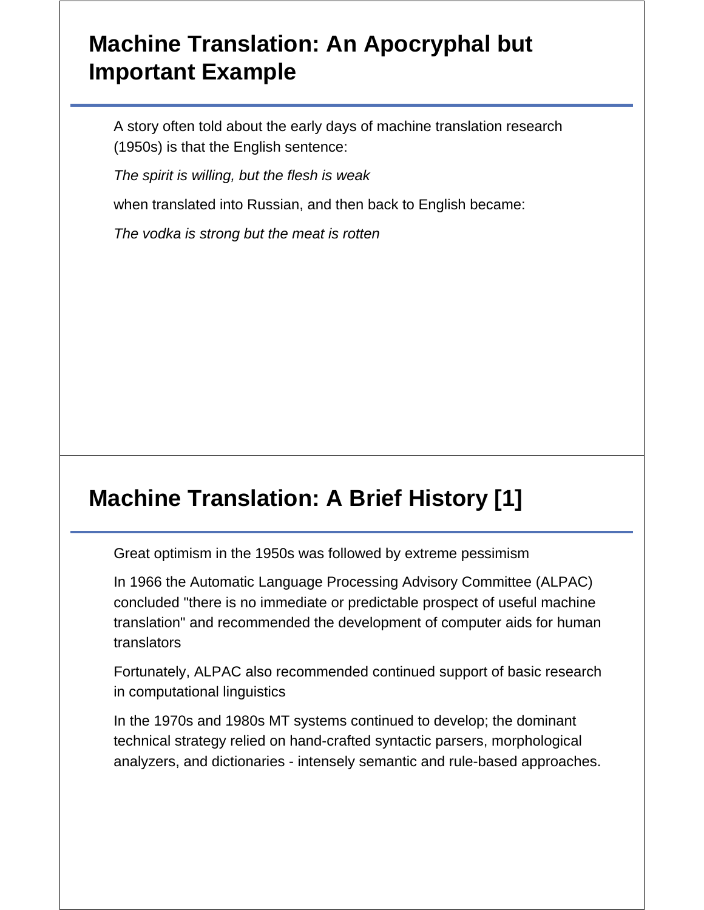## Machine Translation: An Apocryphal but Important Example

A story often told about the early days of machine translation research (1950s) is that the English sentence:

*The spirit is willing, but the flesh is weak*

when translated into Russian, and then back to English became:

*The vodka is strong but the meat is rotten*

## Machine Translation: A Brief History [1]

Great optimism in the 1950s was followed by extreme pessimism

In 1966 the Automatic Language Processing Advisory Committee (ALPAC) concluded "there is no immediate or predictable prospect of useful machine translation" and recommended the development of computer aids for human translators

Fortunately, ALPAC also recommended continued support of basic research in computational linguistics

In the 1970s and 1980s MT systems continued to develop; the dominant technical strategy relied on hand-crafted syntactic parsers, morphological analyzers, and dictionaries - intensely semantic and rule-based approaches.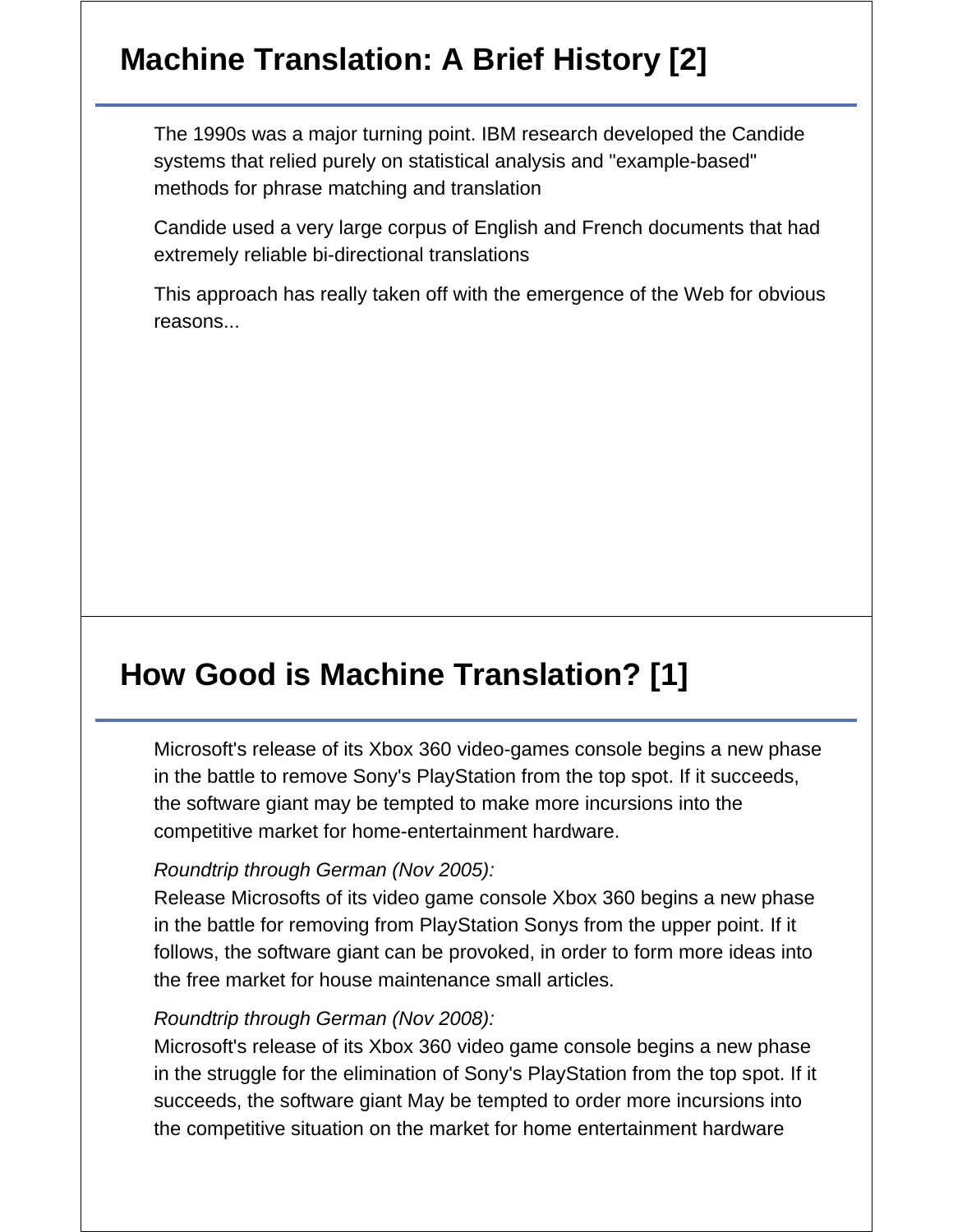## Machine Translation: A Brief History [2]

The 1990s was a major turning point. IBM research developed the Candide systems that relied purely on statistical analysis and "example-based" methods for phrase matching and translation

Candide used a very large corpus of English and French documents that had extremely reliable bi-directional translations

This approach has really taken off with the emergence of the Web for obvious reasons...

## How Good is Machine Translation? [1]

Microsoft's release of its Xbox 360 video-games console begins a new phase in the battle to remove Sony's PlayStation from the top spot. If it succeeds, the software giant may be tempted to make more incursions into the competitive market for home-entertainment hardware.

*Roundtrip through German (Nov 2005):*
Release Microsofts of its video game console Xbox 360 begins a new phase in the battle for removing from PlayStation Sonys from the upper point. If it follows, the software giant can be provoked, in order to form more ideas into the free market for house maintenance small articles.

*Roundtrip through German (Nov 2008):*
Microsoft's release of its Xbox 360 video game console begins a new phase in the struggle for the elimination of Sony's PlayStation from the top spot. If it succeeds, the software giant May be tempted to order more incursions into the competitive situation on the market for home entertainment hardware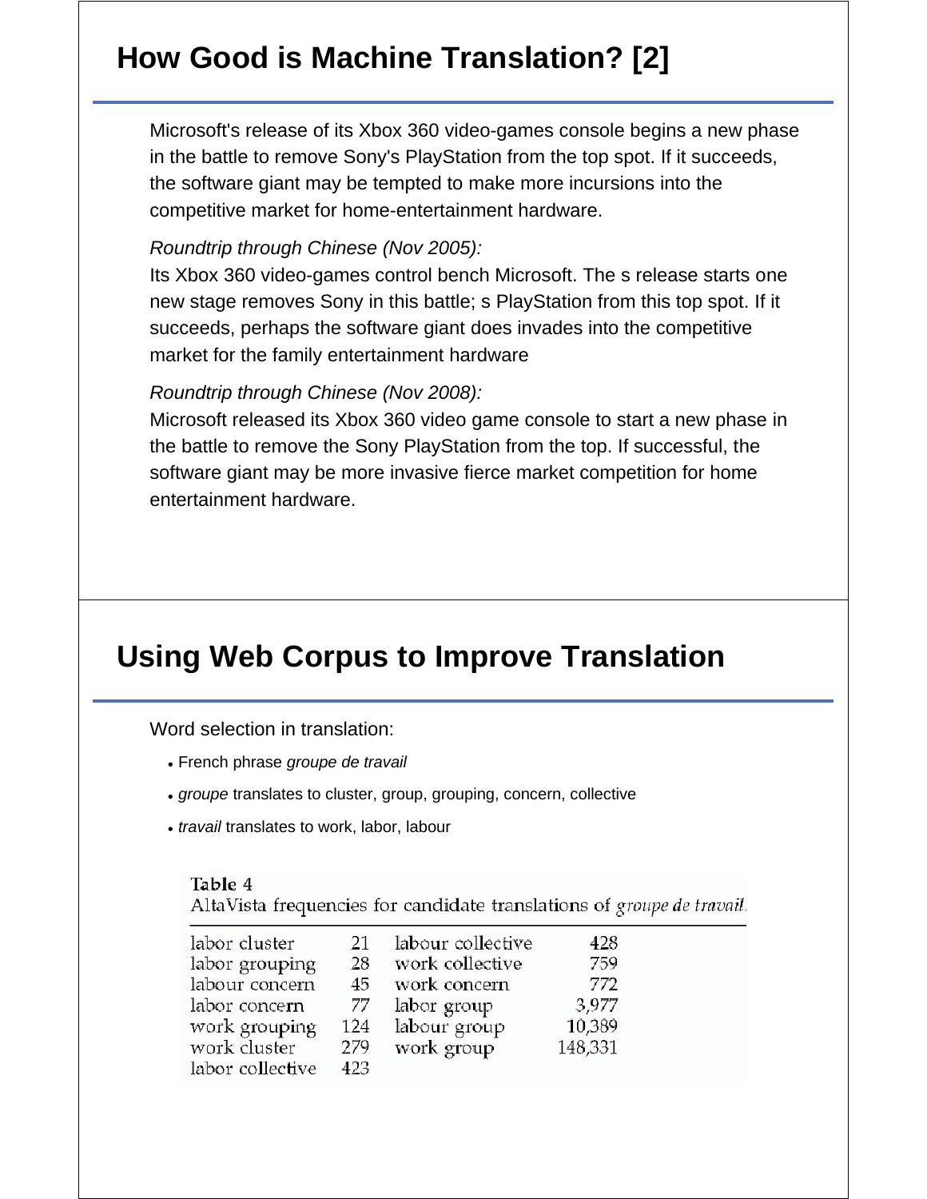## How Good is Machine Translation? [2]

Microsoft's release of its Xbox 360 video-games console begins a new phase in the battle to remove Sony's PlayStation from the top spot. If it succeeds, the software giant may be tempted to make more incursions into the competitive market for home-entertainment hardware.

*Roundtrip through Chinese (Nov 2005):*

Its Xbox 360 video-games control bench Microsoft. The s release starts one new stage removes Sony in this battle; s PlayStation from this top spot. If it succeeds, perhaps the software giant does invades into the competitive market for the family entertainment hardware

*Roundtrip through Chinese (Nov 2008):*

Microsoft released its Xbox 360 video game console to start a new phase in the battle to remove the Sony PlayStation from the top. If successful, the software giant may be more invasive fierce market competition for home entertainment hardware.

## Using Web Corpus to Improve Translation

Word selection in translation:

- French phrase *groupe de travail*
- *groupe* translates to cluster, group, grouping, concern, collective
- *travail* translates to work, labor, labour

Table 4
AltaVista frequencies for candidate translations of *groupe de travail*.

| | | | |
|---|---|---|---|
| labor cluster | 21 | labour collective | 428 |
| labor grouping | 28 | work collective | 759 |
| labour concern | 45 | work concern | 772 |
| labor concern | 77 | labor group | 3,977 |
| work grouping | 124 | labour group | 10,389 |
| work cluster | 279 | work group | 148,331 |
| labor collective | 423 | | |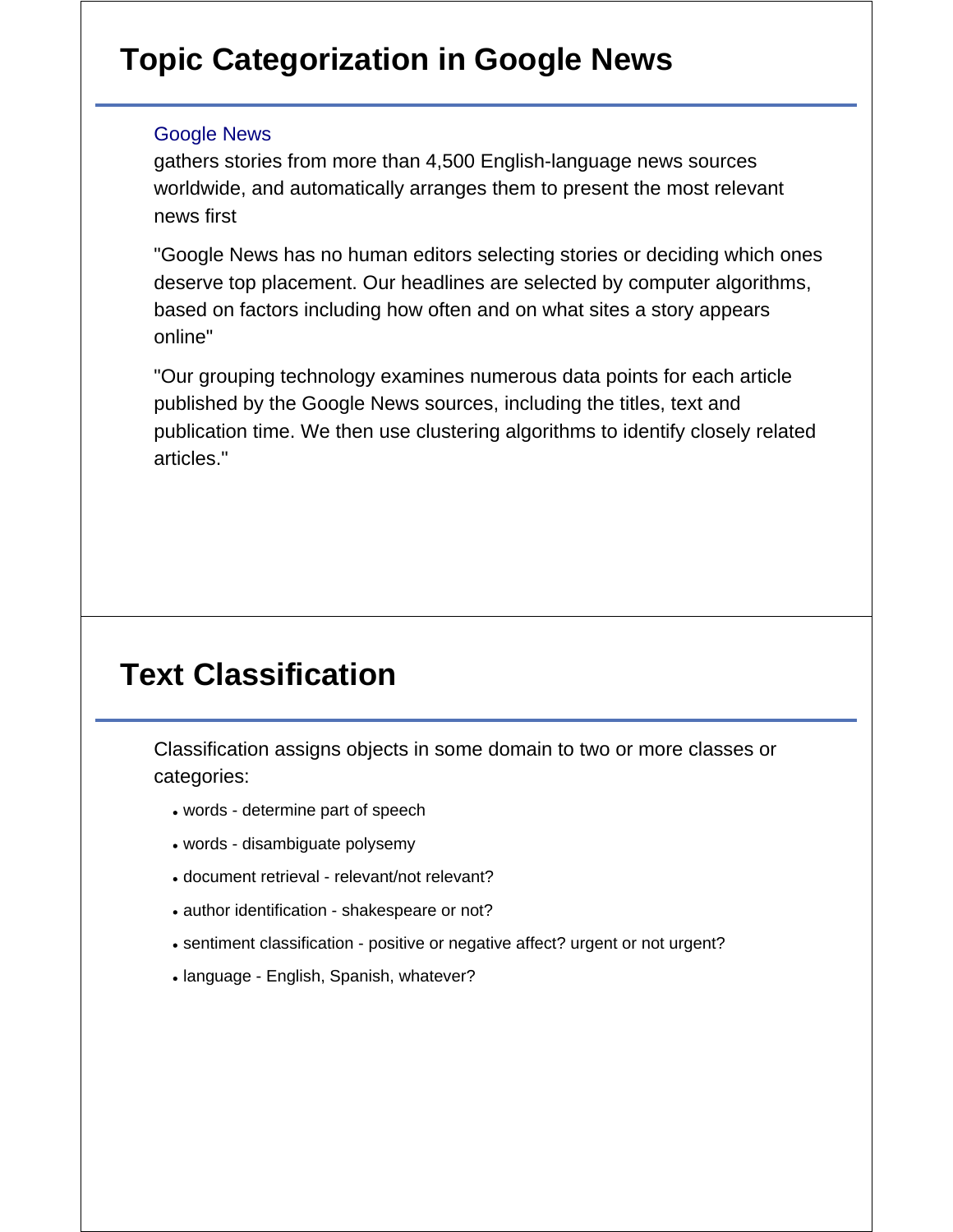# Topic Categorization in Google News

Google News
gathers stories from more than 4,500 English-language news sources worldwide, and automatically arranges them to present the most relevant news first

"Google News has no human editors selecting stories or deciding which ones deserve top placement. Our headlines are selected by computer algorithms, based on factors including how often and on what sites a story appears online"

"Our grouping technology examines numerous data points for each article published by the Google News sources, including the titles, text and publication time. We then use clustering algorithms to identify closely related articles."

# Text Classification

Classification assigns objects in some domain to two or more classes or categories:

- words - determine part of speech
- words - disambiguate polysemy
- document retrieval - relevant/not relevant?
- author identification - shakespeare or not?
- sentiment classification - positive or negative affect? urgent or not urgent?
- language - English, Spanish, whatever?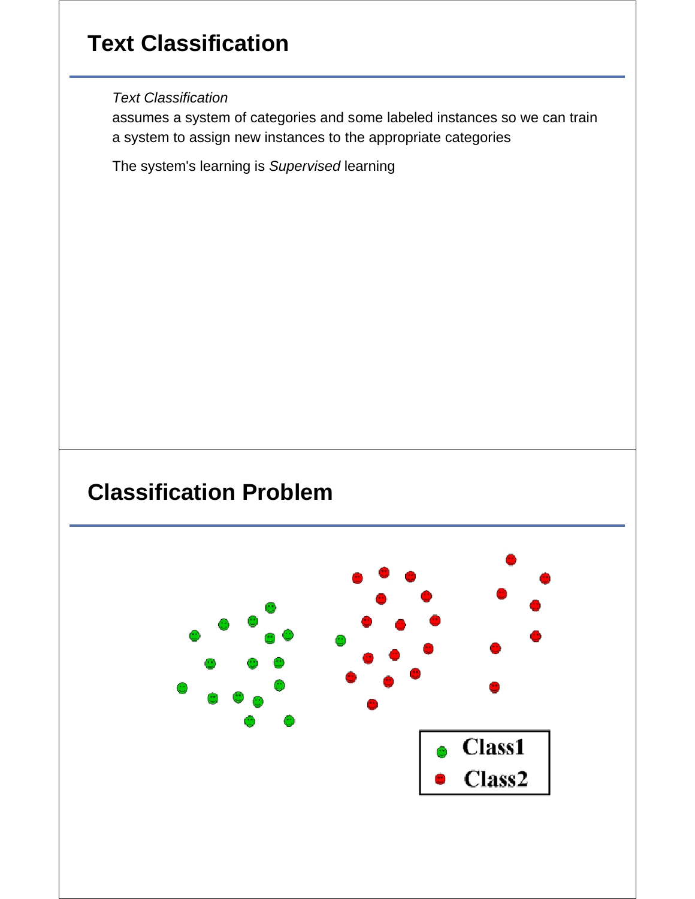## Text Classification

*Text Classification*
assumes a system of categories and some labeled instances so we can train a system to assign new instances to the appropriate categories

The system's learning is *Supervised* learning

## Classification Problem

Class1
Class2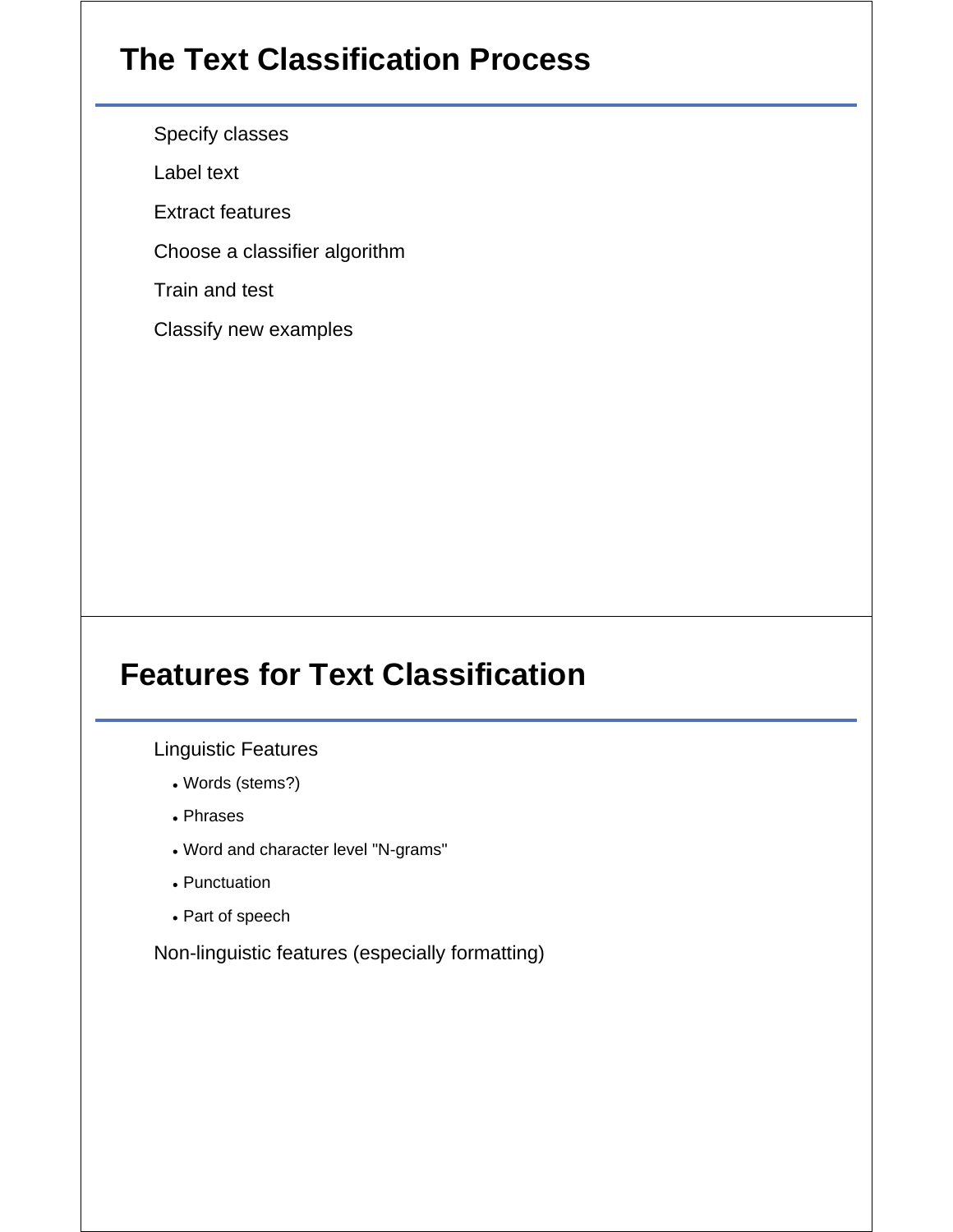# The Text Classification Process

- Specify classes
- Label text
- Extract features
- Choose a classifier algorithm
- Train and test
- Classify new examples

# Features for Text Classification

- Linguistic Features
  - Words (stems?)
  - Phrases
  - Word and character level "N-grams"
  - Punctuation
  - Part of speech
- Non-linguistic features (especially formatting)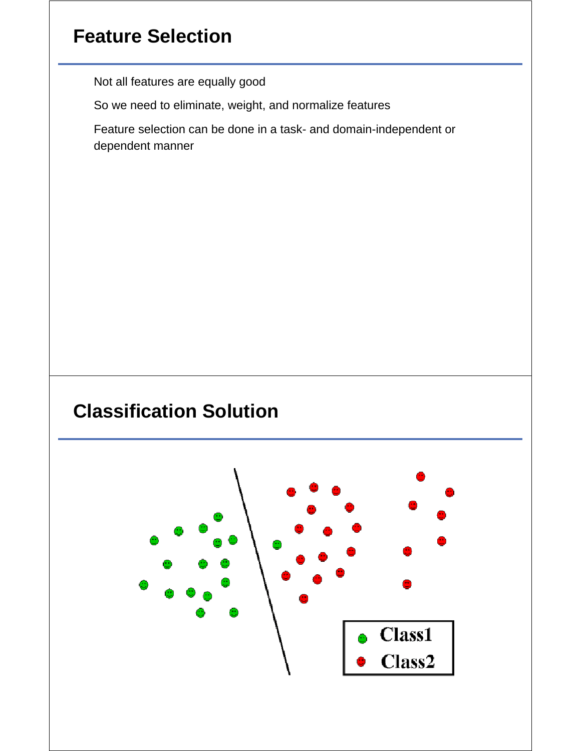# Feature Selection

Not all features are equally good

So we need to eliminate, weight, and normalize features

Feature selection can be done in a task- and domain-independent or dependent manner

# Classification Solution

Class1

Class2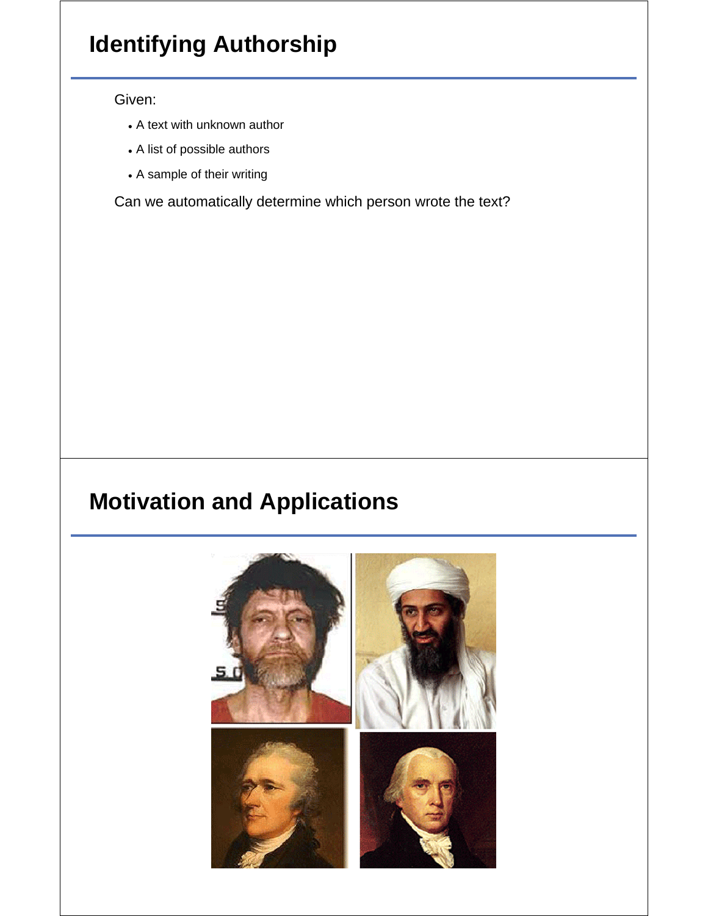# Identifying Authorship

Given:

- A text with unknown author
- A list of possible authors
- A sample of their writing

Can we automatically determine which person wrote the text?

# Motivation and Applications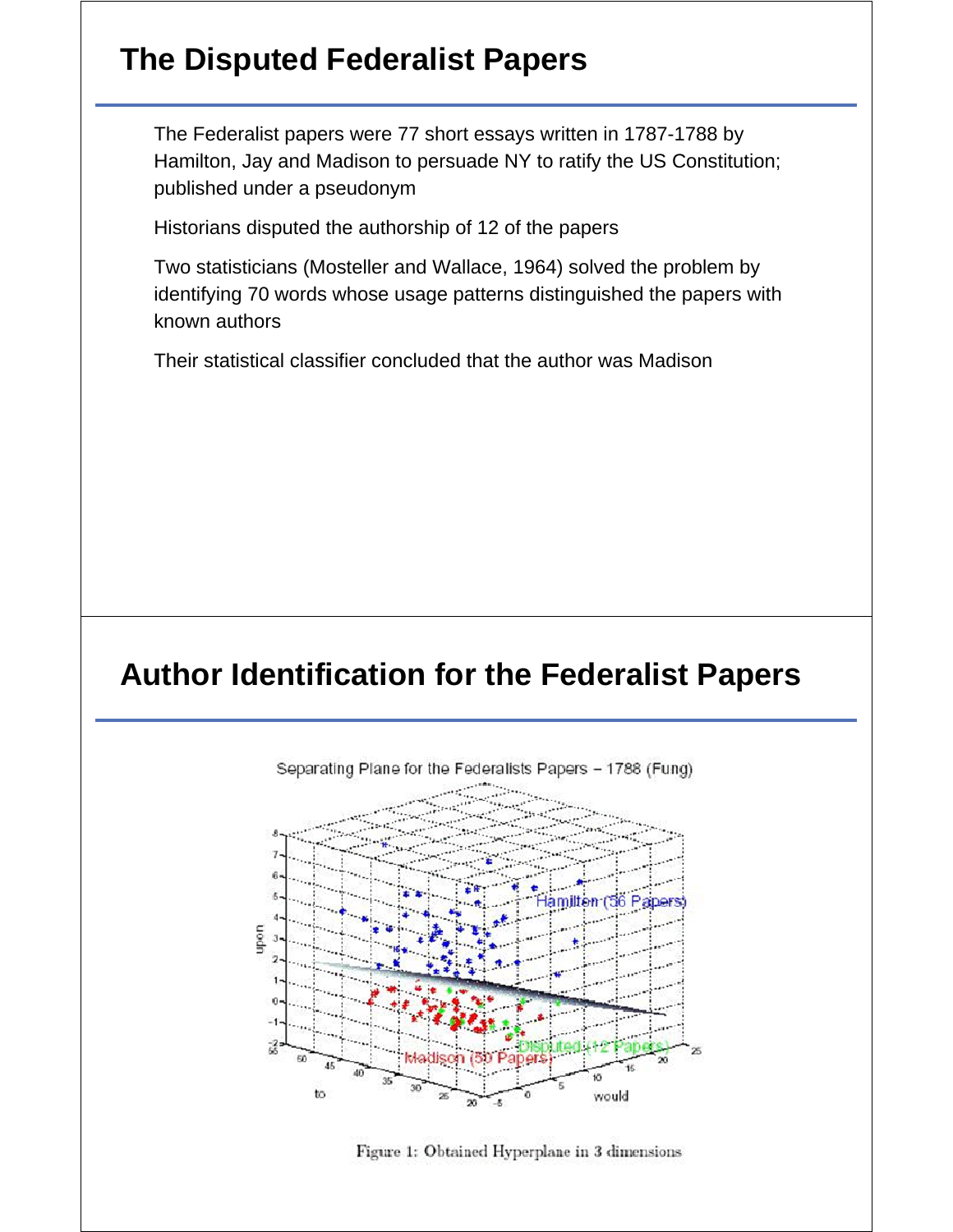## The Disputed Federalist Papers

The Federalist papers were 77 short essays written in 1787-1788 by Hamilton, Jay and Madison to persuade NY to ratify the US Constitution; published under a pseudonym

Historians disputed the authorship of 12 of the papers

Two statisticians (Mosteller and Wallace, 1964) solved the problem by identifying 70 words whose usage patterns distinguished the papers with known authors

Their statistical classifier concluded that the author was Madison

## Author Identification for the Federalist Papers

Separating Plane for the Federalists Papers – 1788 (Fung)

Figure 1: Obtained Hyperplane in 3 dimensions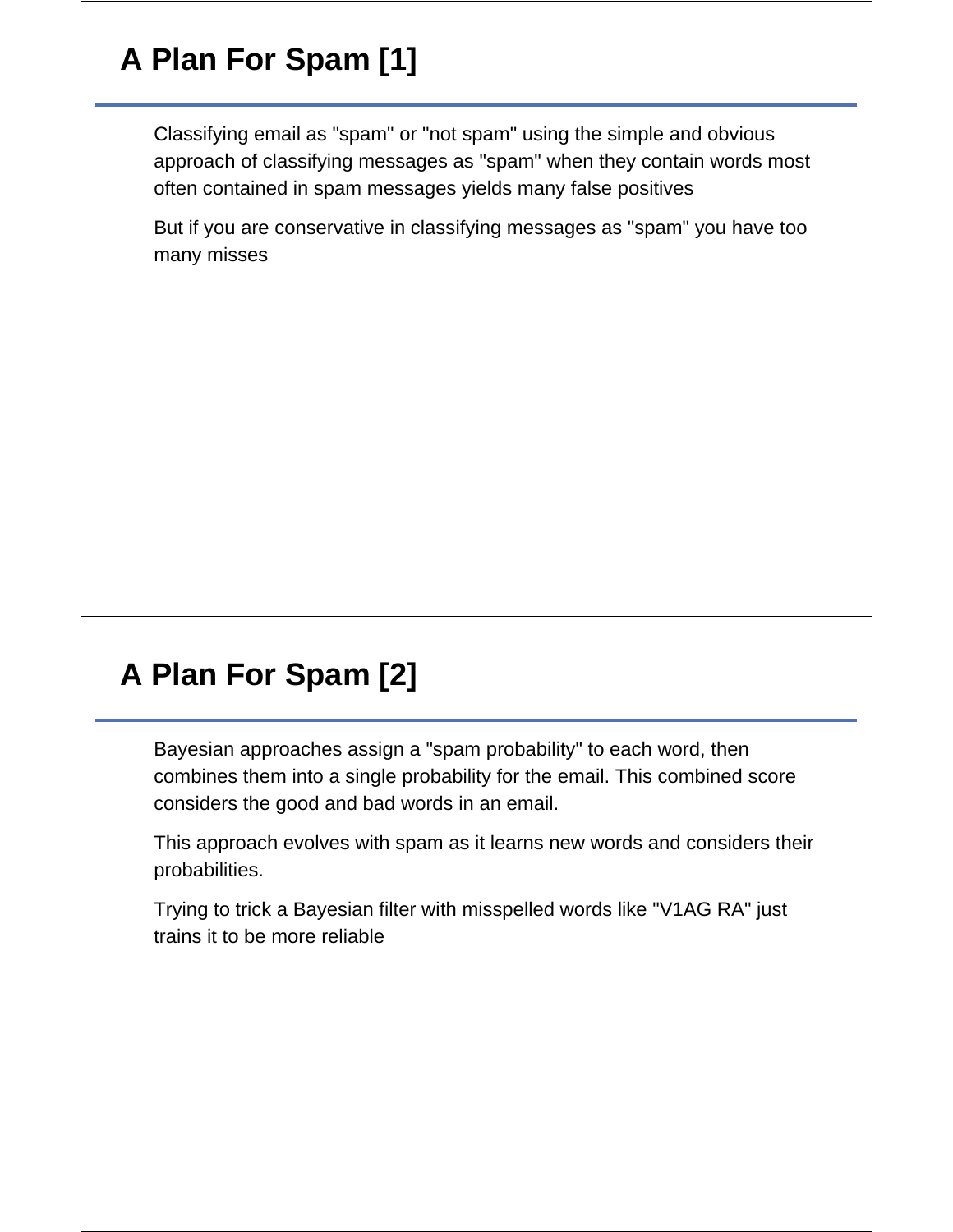## A Plan For Spam [1]

Classifying email as "spam" or "not spam" using the simple and obvious approach of classifying messages as "spam" when they contain words most often contained in spam messages yields many false positives

But if you are conservative in classifying messages as "spam" you have too many misses

## A Plan For Spam [2]

Bayesian approaches assign a "spam probability" to each word, then combines them into a single probability for the email. This combined score considers the good and bad words in an email.

This approach evolves with spam as it learns new words and considers their probabilities.

Trying to trick a Bayesian filter with misspelled words like "V1AG RA" just trains it to be more reliable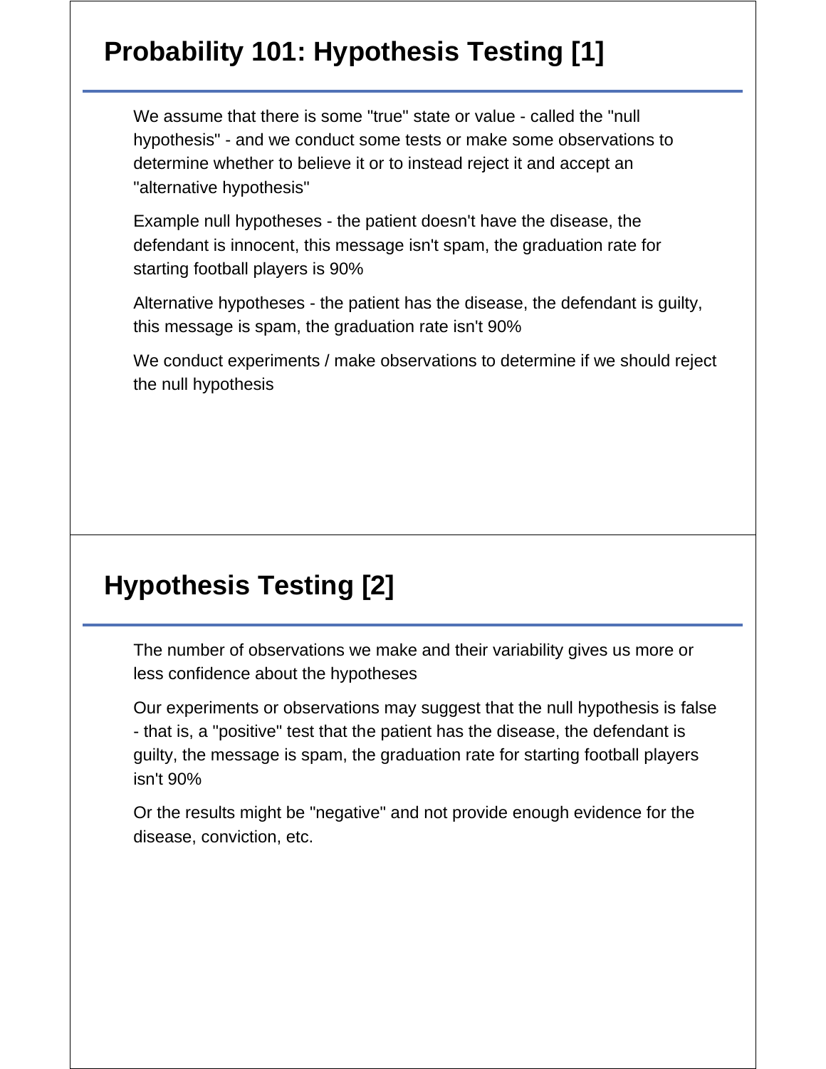# Probability 101: Hypothesis Testing [1]

We assume that there is some "true" state or value - called the "null hypothesis" - and we conduct some tests or make some observations to determine whether to believe it or to instead reject it and accept an "alternative hypothesis"

Example null hypotheses - the patient doesn't have the disease, the defendant is innocent, this message isn't spam, the graduation rate for starting football players is 90%

Alternative hypotheses - the patient has the disease, the defendant is guilty, this message is spam, the graduation rate isn't 90%

We conduct experiments / make observations to determine if we should reject the null hypothesis

# Hypothesis Testing [2]

The number of observations we make and their variability gives us more or less confidence about the hypotheses

Our experiments or observations may suggest that the null hypothesis is false - that is, a "positive" test that the patient has the disease, the defendant is guilty, the message is spam, the graduation rate for starting football players isn't 90%

Or the results might be "negative" and not provide enough evidence for the disease, conviction, etc.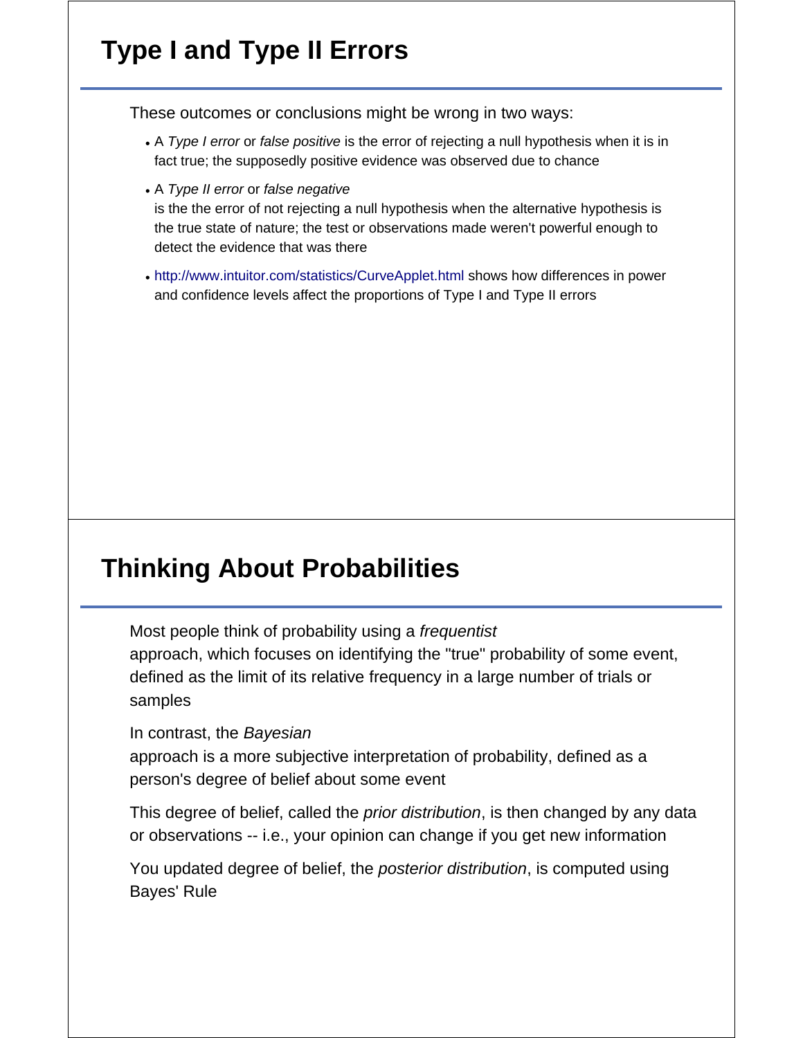# Type I and Type II Errors

These outcomes or conclusions might be wrong in two ways:

- A *Type I error* or *false positive* is the error of rejecting a null hypothesis when it is in fact true; the supposedly positive evidence was observed due to chance
- A *Type II error* or *false negative* is the the error of not rejecting a null hypothesis when the alternative hypothesis is the true state of nature; the test or observations made weren't powerful enough to detect the evidence that was there
- http://www.intuitor.com/statistics/CurveApplet.html shows how differences in power and confidence levels affect the proportions of Type I and Type II errors

# Thinking About Probabilities

Most people think of probability using a *frequentist* approach, which focuses on identifying the "true" probability of some event, defined as the limit of its relative frequency in a large number of trials or samples

In contrast, the *Bayesian* approach is a more subjective interpretation of probability, defined as a person's degree of belief about some event

This degree of belief, called the *prior distribution*, is then changed by any data or observations -- i.e., your opinion can change if you get new information

You updated degree of belief, the *posterior distribution*, is computed using Bayes' Rule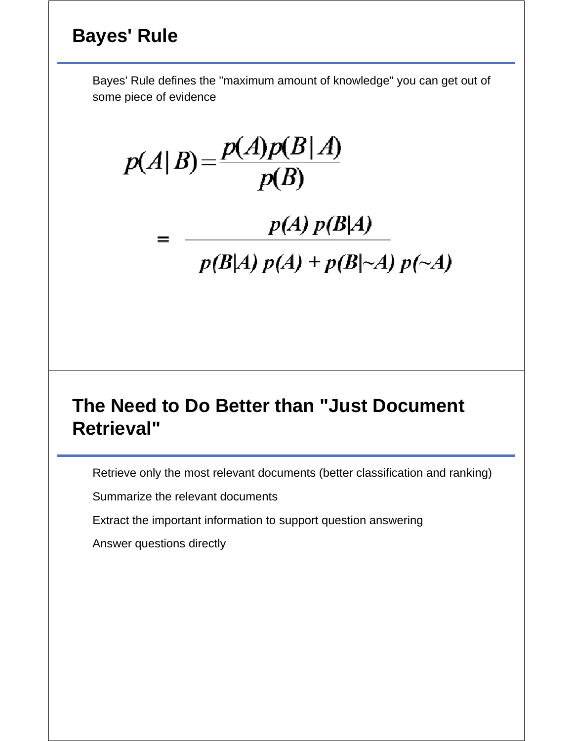## Bayes' Rule

Bayes' Rule defines the "maximum amount of knowledge" you can get out of some piece of evidence

$$p(A|B) = \frac{p(A)p(B|A)}{p(B)}$$

$$= \frac{p(A)\, p(B|A)}{p(B|A)\, p(A) + p(B|{\sim}A)\, p({\sim}A)}$$

## The Need to Do Better than "Just Document Retrieval"

Retrieve only the most relevant documents (better classification and ranking)

Summarize the relevant documents

Extract the important information to support question answering

Answer questions directly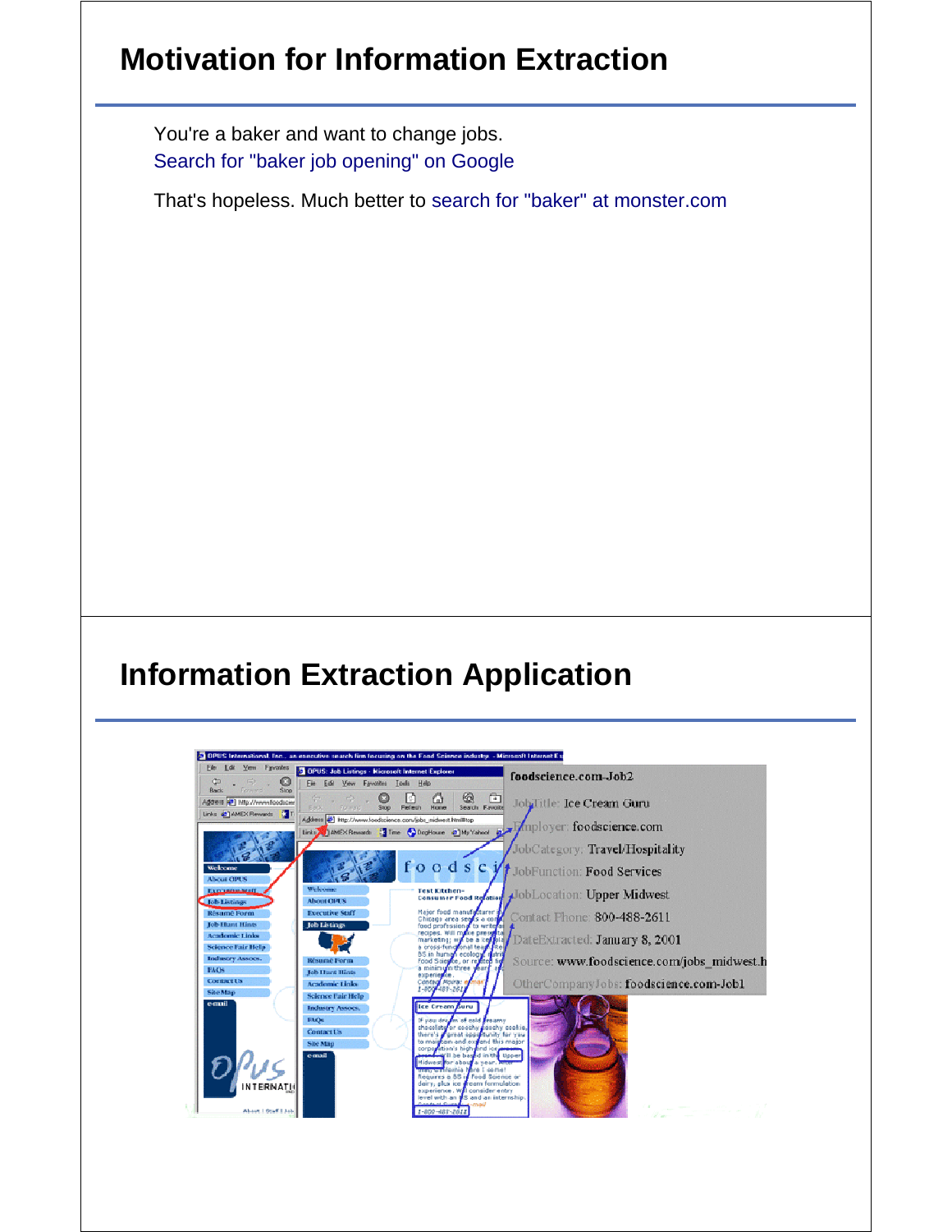# Motivation for Information Extraction

You're a baker and want to change jobs.
Search for "baker job opening" on Google

That's hopeless. Much better to search for "baker" at monster.com

# Information Extraction Application

foodscience.com-Job2

JobTitle: Ice Cream Guru
Employer: foodscience.com
JobCategory: Travel/Hospitality
JobFunction: Food Services
JobLocation: Upper Midwest
Contact Phone: 800-488-2611
DateExtracted: January 8, 2001
Source: www.foodscience.com/jobs_midwest.h
OtherCompanyJobs: foodscience.com-Job1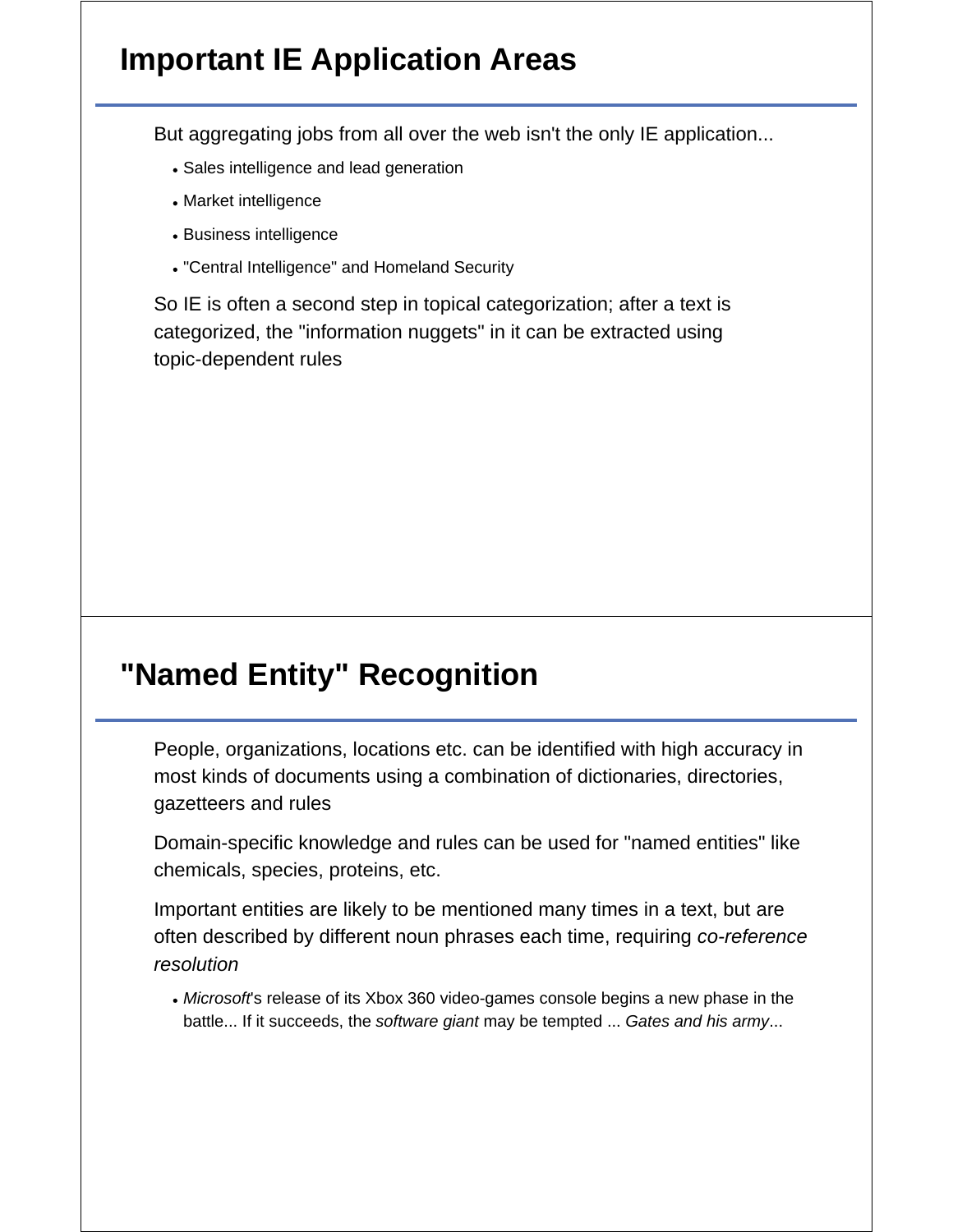## Important IE Application Areas

But aggregating jobs from all over the web isn't the only IE application...

- Sales intelligence and lead generation
- Market intelligence
- Business intelligence
- "Central Intelligence" and Homeland Security

So IE is often a second step in topical categorization; after a text is categorized, the "information nuggets" in it can be extracted using topic-dependent rules

## "Named Entity" Recognition

People, organizations, locations etc. can be identified with high accuracy in most kinds of documents using a combination of dictionaries, directories, gazetteers and rules

Domain-specific knowledge and rules can be used for "named entities" like chemicals, species, proteins, etc.

Important entities are likely to be mentioned many times in a text, but are often described by different noun phrases each time, requiring *co-reference resolution*

- *Microsoft*'s release of its Xbox 360 video-games console begins a new phase in the battle... If it succeeds, the *software giant* may be tempted ... *Gates and his army*...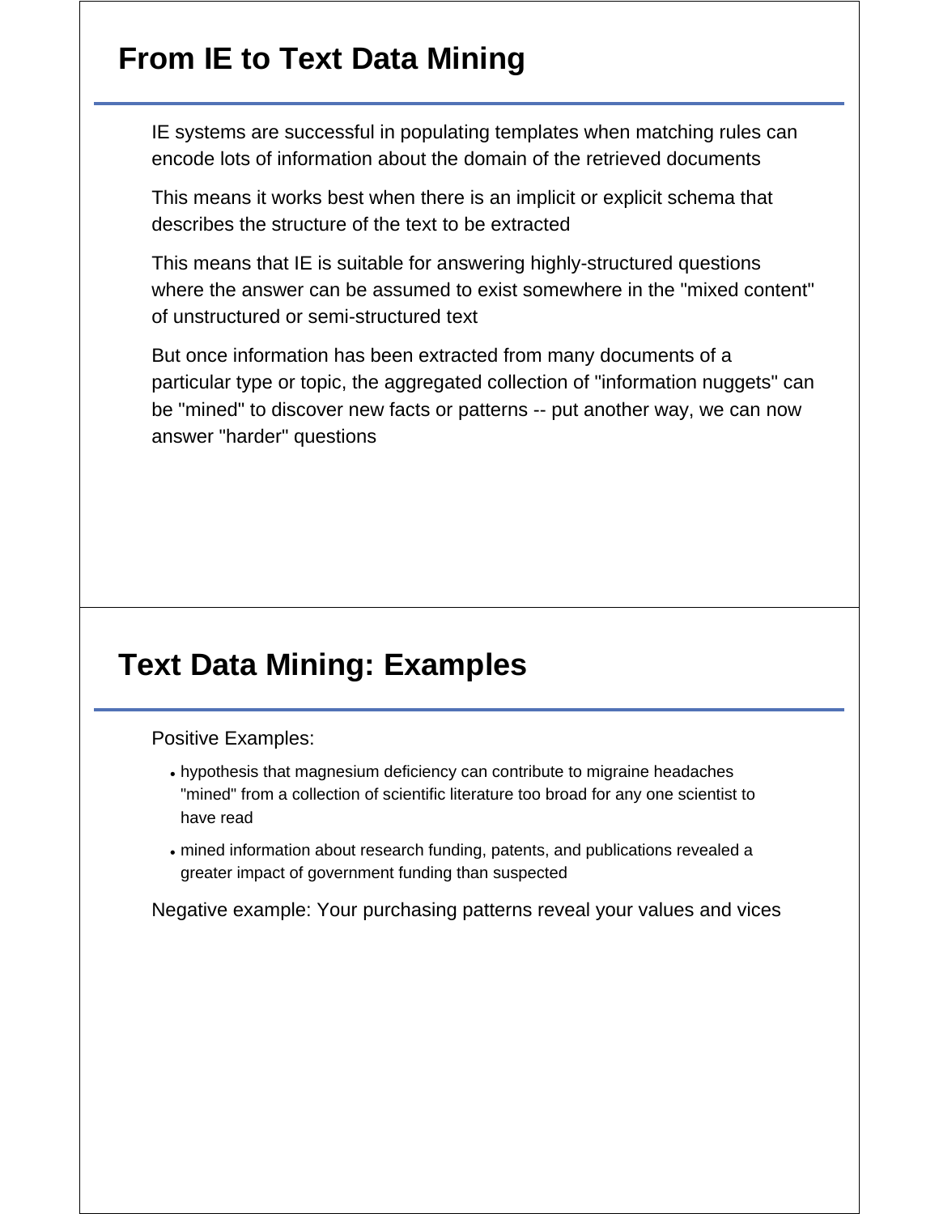# From IE to Text Data Mining

IE systems are successful in populating templates when matching rules can encode lots of information about the domain of the retrieved documents

This means it works best when there is an implicit or explicit schema that describes the structure of the text to be extracted

This means that IE is suitable for answering highly-structured questions where the answer can be assumed to exist somewhere in the "mixed content" of unstructured or semi-structured text

But once information has been extracted from many documents of a particular type or topic, the aggregated collection of "information nuggets" can be "mined" to discover new facts or patterns -- put another way, we can now answer "harder" questions

# Text Data Mining: Examples

Positive Examples:

- hypothesis that magnesium deficiency can contribute to migraine headaches "mined" from a collection of scientific literature too broad for any one scientist to have read
- mined information about research funding, patents, and publications revealed a greater impact of government funding than suspected

Negative example: Your purchasing patterns reveal your values and vices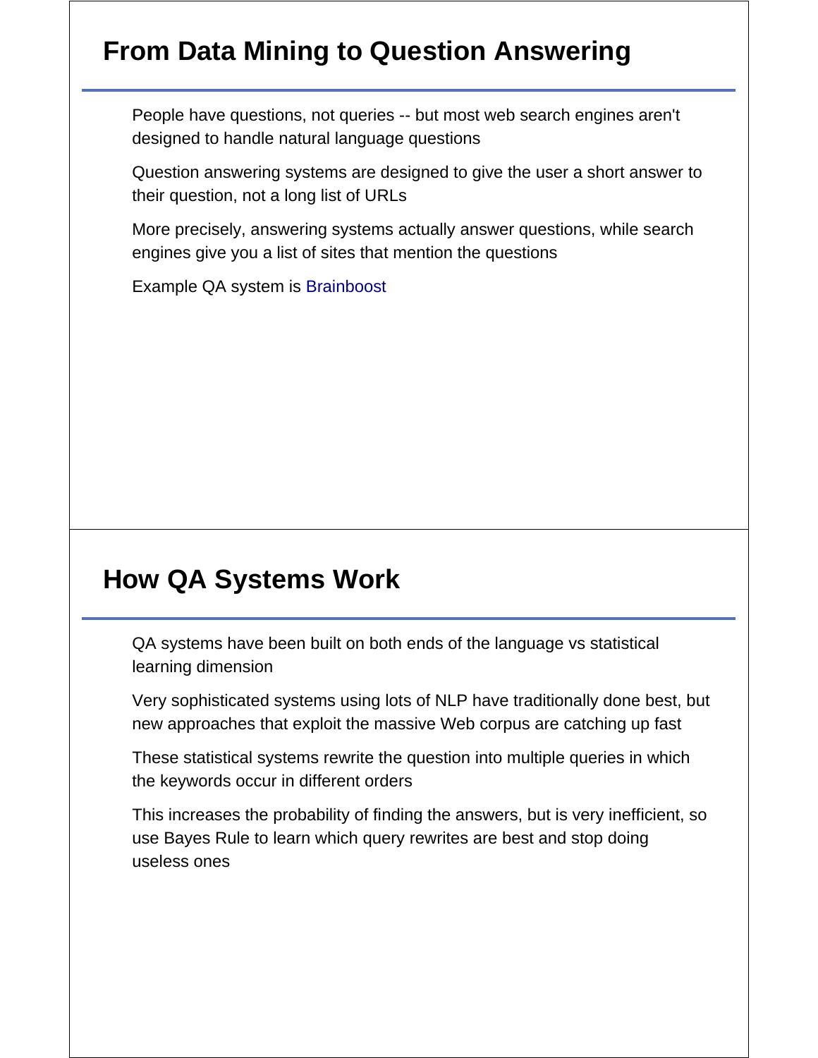## From Data Mining to Question Answering

People have questions, not queries -- but most web search engines aren't designed to handle natural language questions

Question answering systems are designed to give the user a short answer to their question, not a long list of URLs

More precisely, answering systems actually answer questions, while search engines give you a list of sites that mention the questions

Example QA system is Brainboost

## How QA Systems Work

QA systems have been built on both ends of the language vs statistical learning dimension

Very sophisticated systems using lots of NLP have traditionally done best, but new approaches that exploit the massive Web corpus are catching up fast

These statistical systems rewrite the question into multiple queries in which the keywords occur in different orders

This increases the probability of finding the answers, but is very inefficient, so use Bayes Rule to learn which query rewrites are best and stop doing useless ones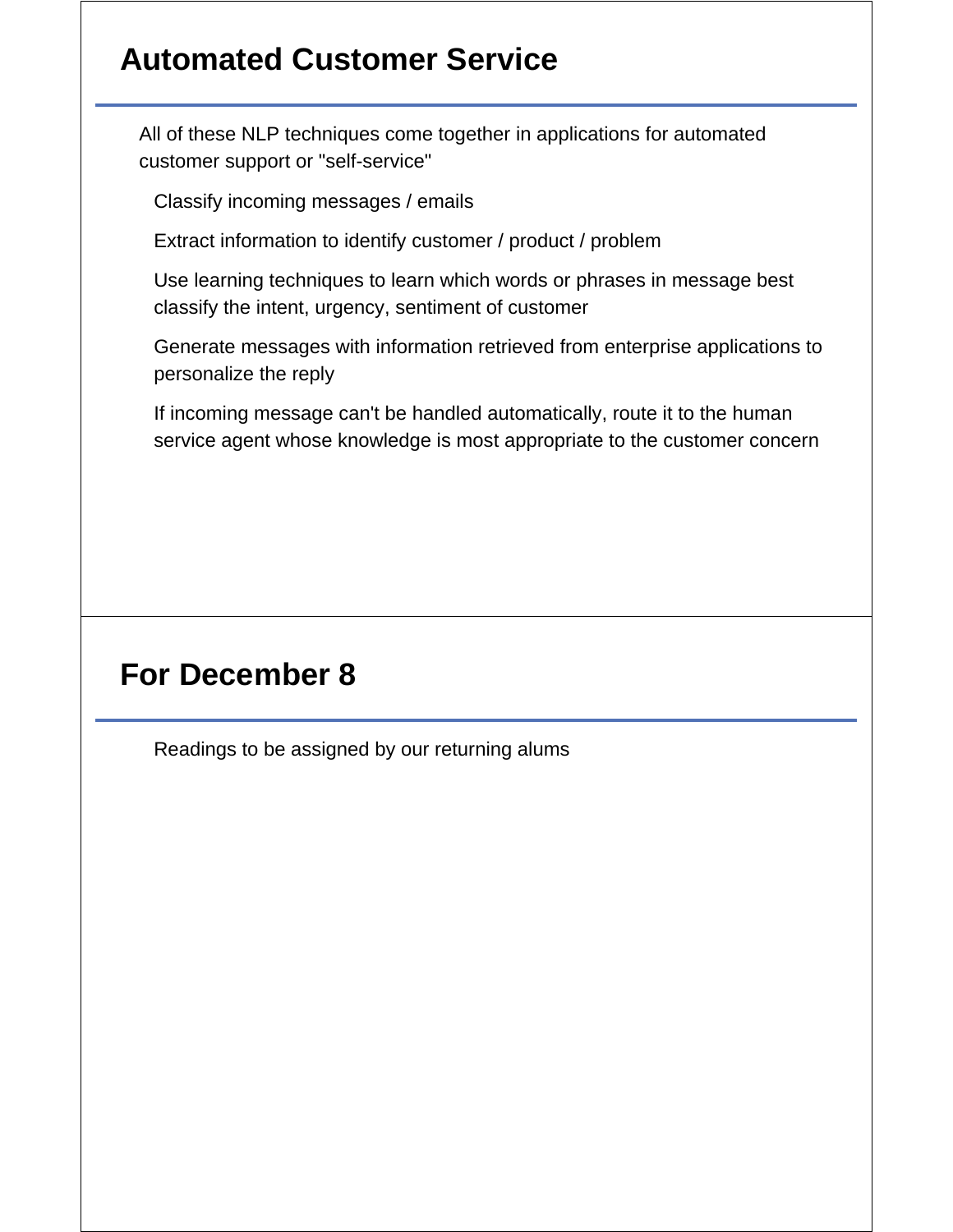## Automated Customer Service

All of these NLP techniques come together in applications for automated customer support or "self-service"

- Classify incoming messages / emails
- Extract information to identify customer / product / problem
- Use learning techniques to learn which words or phrases in message best classify the intent, urgency, sentiment of customer
- Generate messages with information retrieved from enterprise applications to personalize the reply
- If incoming message can't be handled automatically, route it to the human service agent whose knowledge is most appropriate to the customer concern

## For December 8

- Readings to be assigned by our returning alums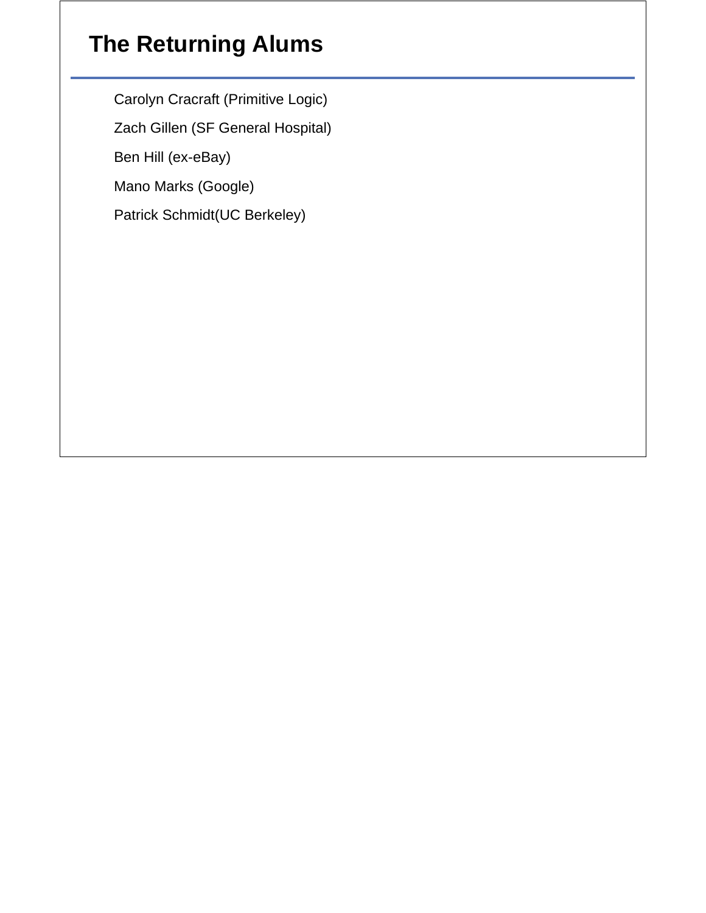# The Returning Alums

Carolyn Cracraft (Primitive Logic)

Zach Gillen (SF General Hospital)

Ben Hill (ex-eBay)

Mano Marks (Google)

Patrick Schmidt(UC Berkeley)